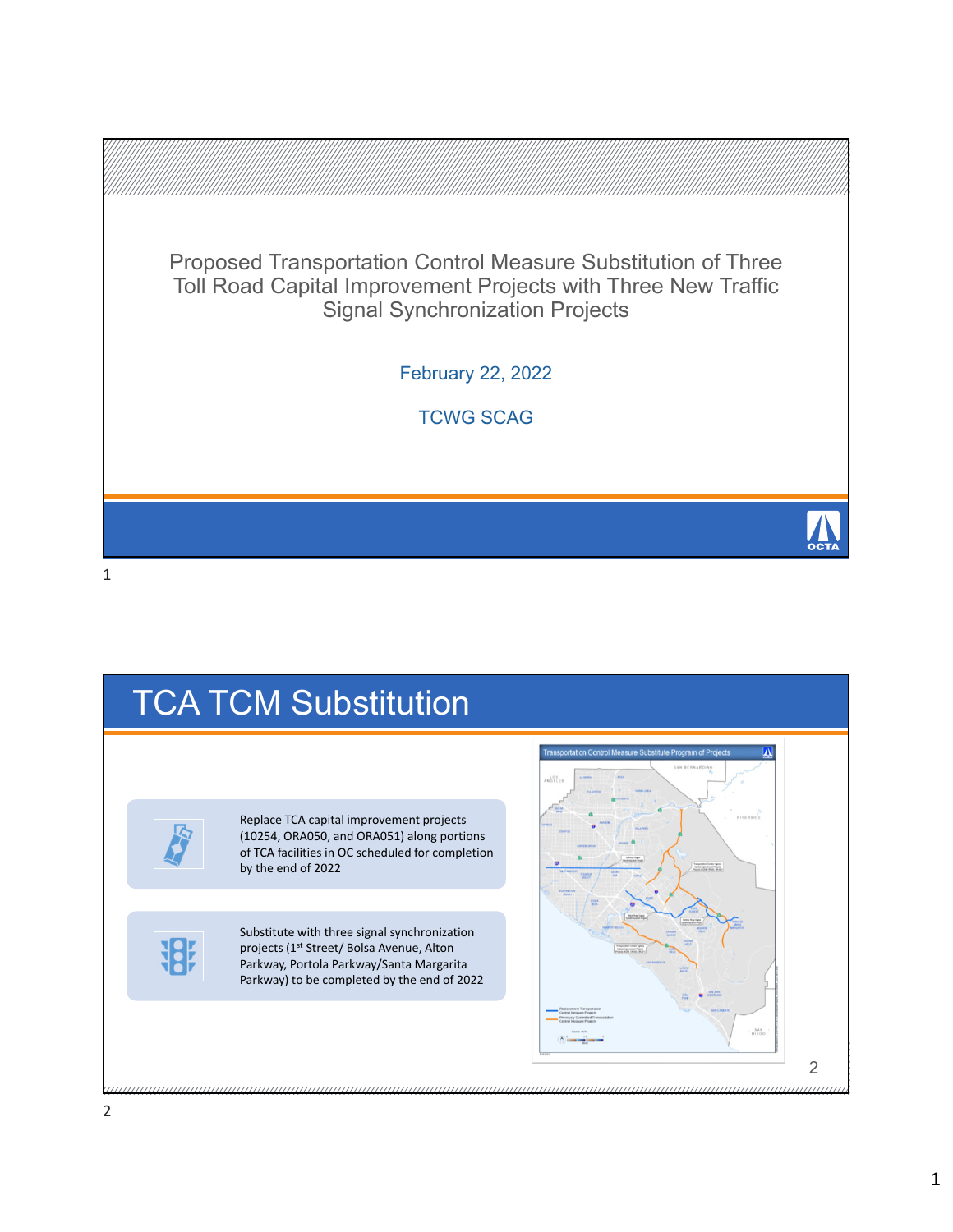# Proposed Transportation Control Measure Substitution of Three Toll Road Capital Improvement Projects with Three New Traffic Signal Synchronization Projects

February 22, 2022

TCWG SCAG

## TCA TCM Substitution

- Replace TCA capital improvement projects (10254, ORA050, and ORA051) along portions of TCA facilities in OC scheduled for completion by the end of 2022
- Substitute with three signal synchronization projects (1st Street/ Bolsa Avenue, Alton Parkway, Portola Parkway/Santa Margarita Parkway) to be completed by the end of 2022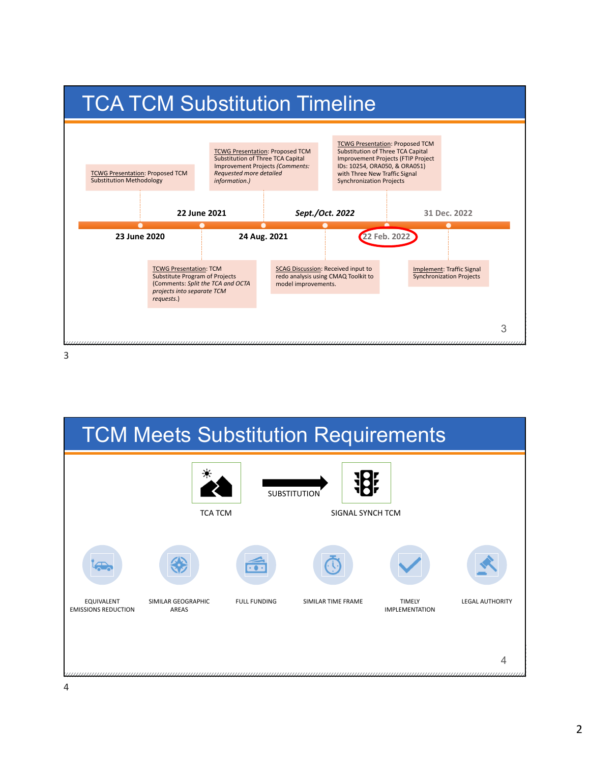# TCA TCM Substitution Timeline

- **23 June 2020** — TCWG Presentation: Proposed TCM Substitution Methodology
- **22 June 2021** — TCWG Presentation: TCM Substitute Program of Projects (Comments: *Split the TCA and OCTA projects into separate TCM requests.*)
- **24 Aug. 2021** — TCWG Presentation: Proposed TCM Substitution of Three TCA Capital Improvement Projects *(Comments: Requested more detailed information.)*
- **Sept./Oct. 2022** — SCAG Discussion: Received input to redo analysis using CMAQ Toolkit to model improvements.
- **22 Feb. 2022** — TCWG Presentation: Proposed TCM Substitution of Three TCA Capital Improvement Projects (FTIP Project IDs: 10254, ORA050, & ORA051) with Three New Traffic Signal Synchronization Projects
- **31 Dec. 2022** — Implement: Traffic Signal Synchronization Projects

# TCM Meets Substitution Requirements

TCA TCM → SUBSTITUTION → SIGNAL SYNCH TCM

- EQUIVALENT EMISSIONS REDUCTION
- SIMILAR GEOGRAPHIC AREAS
- FULL FUNDING
- SIMILAR TIME FRAME
- TIMELY IMPLEMENTATION
- LEGAL AUTHORITY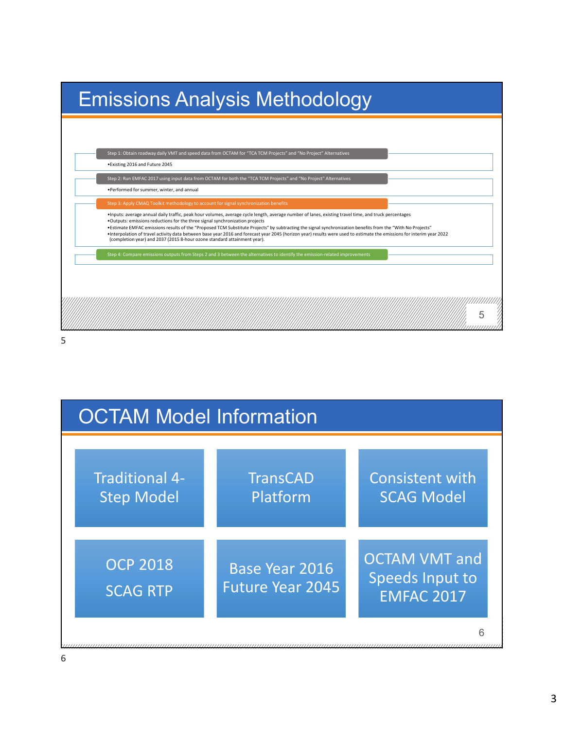# Emissions Analysis Methodology

**Step 1: Obtain roadway daily VMT and speed data from OCTAM for "TCA TCM Projects" and "No Project" Alternatives**

- Existing 2016 and Future 2045

**Step 2: Run EMFAC 2017 using input data from OCTAM for both the "TCA TCM Projects" and "No Project" Alternatives**

- Performed for summer, winter, and annual

**Step 3: Apply CMAQ Toolkit methodology to account for signal synchronization benefits**

- Inputs: average annual daily traffic, peak hour volumes, average cycle length, average number of lanes, existing travel time, and truck percentages
- Outputs: emissions reductions for the three signal synchronization projects
- Estimate EMFAC emissions results of the "Proposed TCM Substitute Projects" by subtracting the signal synchronization benefits from the "With No Projects"
- Interpolation of travel activity data between base year 2016 and forecast year 2045 (horizon year) results were used to estimate the emissions for interim year 2022 (completion year) and 2037 (2015 8-hour ozone standard attainment year).

**Step 4: Compare emissions outputs from Steps 2 and 3 between the alternatives to identify the emission-related improvements**

# OCTAM Model Information

- Traditional 4-Step Model
- TransCAD Platform
- Consistent with SCAG Model
- OCP 2018 SCAG RTP
- Base Year 2016 Future Year 2045
- OCTAM VMT and Speeds Input to EMFAC 2017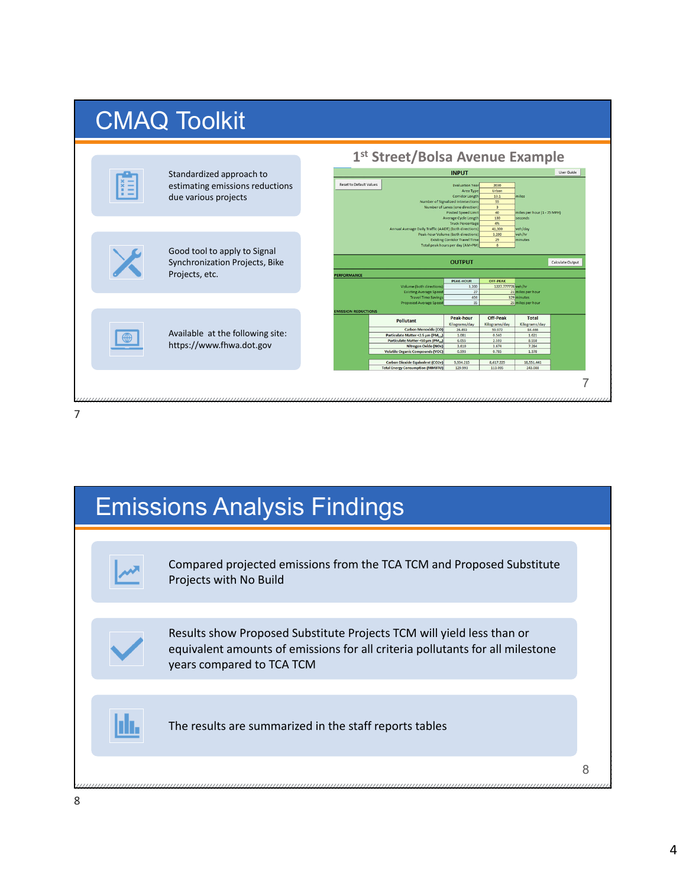# CMAQ Toolkit

- Standardized approach to estimating emissions reductions due various projects
- Good tool to apply to Signal Synchronization Projects, Bike Projects, etc.
- Available at the following site: https://www.fhwa.dot.gov

## 1st Street/Bolsa Avenue Example

**INPUT**

| Parameter | Value | Units |
|---|---|---|
| Evaluation Year | 2030 | |
| Area Type | Urban | |
| Corridor Length | 13.1 | miles |
| Number of Signalized Intersections | 55 | |
| Number of Lanes (one direction) | 3 | |
| Posted Speed Limit | 40 | miles per hour (1 - 75 MPH) |
| Average Cycle Length | 130 | seconds |
| Truck Percentage | 4% | |
| Annual Average Daily Traffic (AADT) (both directions) | 41,300 | veh/day |
| Peak-hour Volume (both directions) | 3,200 | veh/hr |
| Existing Corridor Travel Time | 29 | minutes |
| Total peak hours per day (AM+PM) | 6 | |

**OUTPUT**

PERFORMANCE

| | PEAK-HOUR | OFF-PEAK | Units |
|---|---|---|---|
| Volume (both directions) | 3,200 | 1227.777778 | veh/hr |
| Existing Average Speed | 27 | 21 | miles per hour |
| Travel Time Savings | 404 | 329 | minutes |
| Proposed Average Speed | 35 | 25 | miles per hour |

EMISSION REDUCTIONS

| Pollutant | Peak-hour Kilograms/day | Off-Peak Kilograms/day | Total Kilograms/day |
|---|---|---|---|
| Carbon Monoxide (CO) | 24.493 | 59.972 | 84.466 |
| Particulate Matter <2.5 µm ($PM_{2.5}$) | 1.081 | 0.540 | 1.621 |
| Particulate Matter <10 µm ($PM_{10}$) | 6.055 | 2.503 | 8.558 |
| Nitrogen Oxide (NOx) | 3.610 | 3.674 | 7.284 |
| Volatile Organic Compounds (VOC) | 0.593 | 0.785 | 1.378 |
| Carbon Dioxide Equivalent ($CO_2e$) | 9,934.215 | 8,617.225 | 18,551.441 |
| Total Energy Consumption (MMBTU) | 129.993 | 113.095 | 243.088 |

# Emissions Analysis Findings

- Compared projected emissions from the TCA TCM and Proposed Substitute Projects with No Build
- Results show Proposed Substitute Projects TCM will yield less than or equivalent amounts of emissions for all criteria pollutants for all milestone years compared to TCA TCM
- The results are summarized in the staff reports tables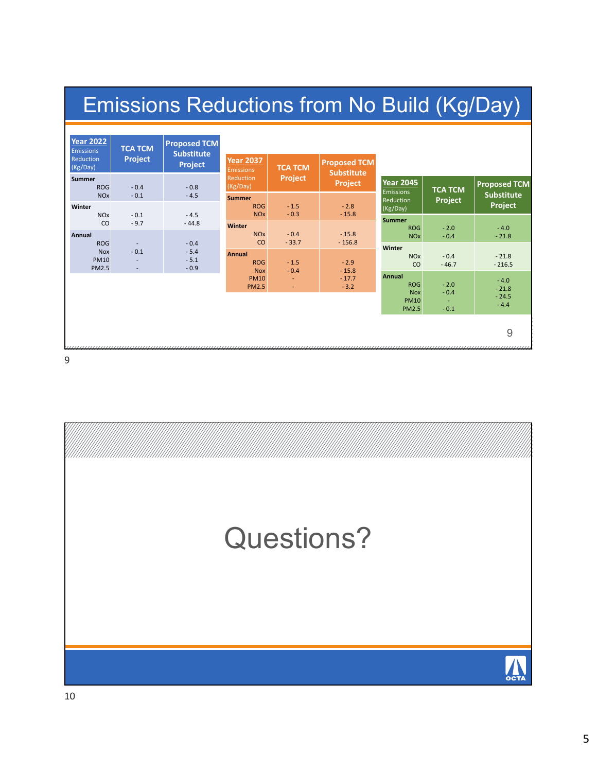# Emissions Reductions from No Build (Kg/Day)

| Year 2022 Emissions Reduction (Kg/Day) | TCA TCM Project | Proposed TCM Substitute Project |
|---|---|---|
| **Summer** | | |
| ROG | - 0.4 | - 0.8 |
| NOx | - 0.1 | - 4.5 |
| **Winter** | | |
| NOx | - 0.1 | - 4.5 |
| CO | - 9.7 | - 44.8 |
| **Annual** | | |
| ROG | - | - 0.4 |
| Nox | - 0.1 | - 5.4 |
| PM10 | - | - 5.1 |
| PM2.5 | - | - 0.9 |

| Year 2037 Emissions Reduction (Kg/Day) | TCA TCM Project | Proposed TCM Substitute Project |
|---|---|---|
| **Summer** | | |
| ROG | - 1.5 | - 2.8 |
| NOx | - 0.3 | - 15.8 |
| **Winter** | | |
| NOx | - 0.4 | - 15.8 |
| CO | - 33.7 | - 156.8 |
| **Annual** | | |
| ROG | - 1.5 | - 2.9 |
| Nox | - 0.4 | - 15.8 |
| PM10 | - | - 17.7 |
| PM2.5 | - | - 3.2 |

| Year 2045 Emissions Reduction (Kg/Day) | TCA TCM Project | Proposed TCM Substitute Project |
|---|---|---|
| **Summer** | | |
| ROG | - 2.0 | - 4.0 |
| NOx | - 0.4 | - 21.8 |
| **Winter** | | |
| NOx | - 0.4 | - 21.8 |
| CO | - 46.7 | - 216.5 |
| **Annual** | | |
| ROG | - 2.0 | - 4.0 |
| Nox | - 0.4 | - 21.8 |
| PM10 | - | - 24.5 |
| PM2.5 | - 0.1 | - 4.4 |

# Questions?

OCTA